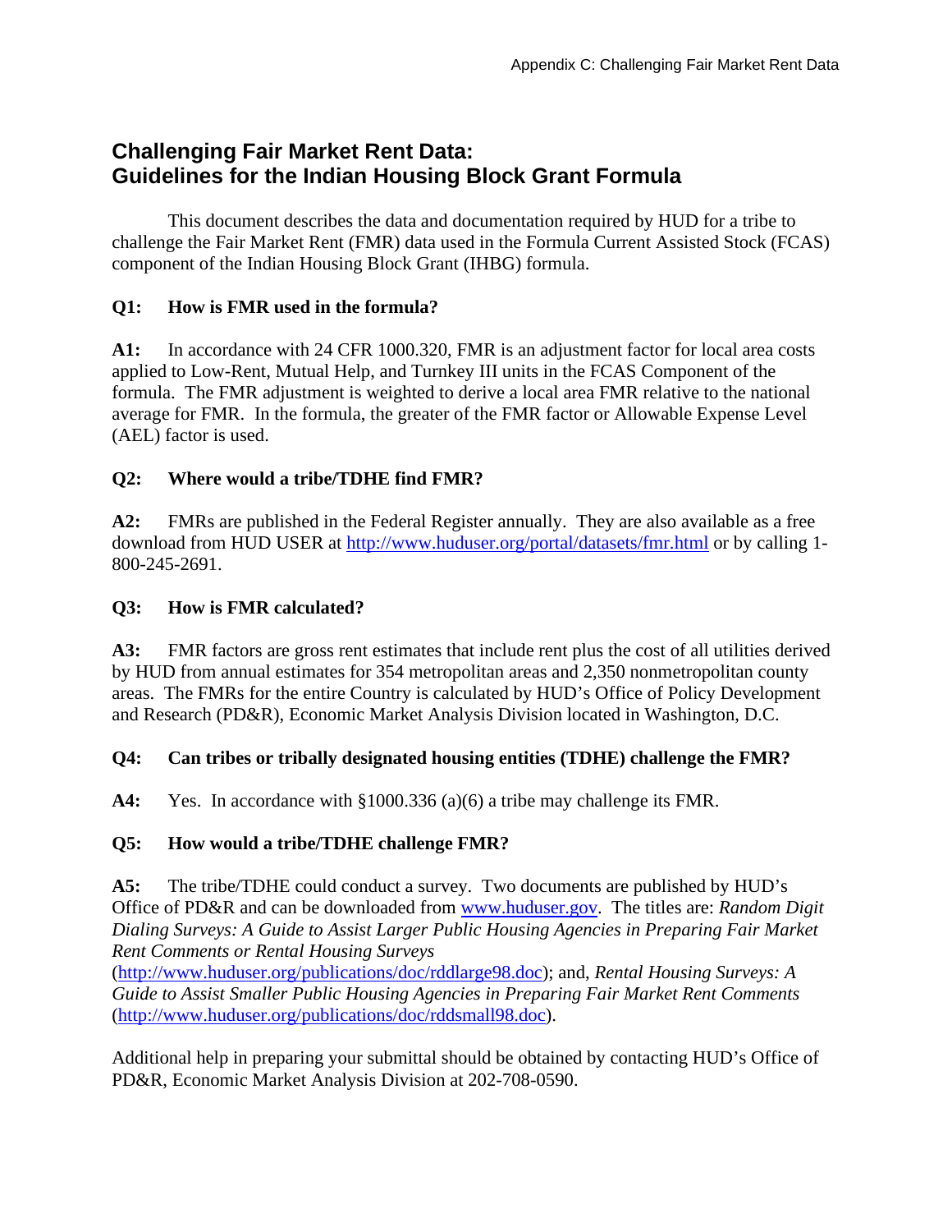# Challenging Fair Market Rent Data: Guidelines for the Indian Housing Block Grant Formula

This document describes the data and documentation required by HUD for a tribe to challenge the Fair Market Rent (FMR) data used in the Formula Current Assisted Stock (FCAS) component of the Indian Housing Block Grant (IHBG) formula.

**Q1: How is FMR used in the formula?**

**A1:** In accordance with 24 CFR 1000.320, FMR is an adjustment factor for local area costs applied to Low-Rent, Mutual Help, and Turnkey III units in the FCAS Component of the formula. The FMR adjustment is weighted to derive a local area FMR relative to the national average for FMR. In the formula, the greater of the FMR factor or Allowable Expense Level (AEL) factor is used.

**Q2: Where would a tribe/TDHE find FMR?**

**A2:** FMRs are published in the Federal Register annually. They are also available as a free download from HUD USER at http://www.huduser.org/portal/datasets/fmr.html or by calling 1-800-245-2691.

**Q3: How is FMR calculated?**

**A3:** FMR factors are gross rent estimates that include rent plus the cost of all utilities derived by HUD from annual estimates for 354 metropolitan areas and 2,350 nonmetropolitan county areas. The FMRs for the entire Country is calculated by HUD's Office of Policy Development and Research (PD&R), Economic Market Analysis Division located in Washington, D.C.

**Q4: Can tribes or tribally designated housing entities (TDHE) challenge the FMR?**

**A4:** Yes. In accordance with §1000.336 (a)(6) a tribe may challenge its FMR.

**Q5: How would a tribe/TDHE challenge FMR?**

**A5:** The tribe/TDHE could conduct a survey. Two documents are published by HUD's Office of PD&R and can be downloaded from www.huduser.gov. The titles are: *Random Digit Dialing Surveys: A Guide to Assist Larger Public Housing Agencies in Preparing Fair Market Rent Comments or Rental Housing Surveys* (http://www.huduser.org/publications/doc/rddlarge98.doc); and, *Rental Housing Surveys: A Guide to Assist Smaller Public Housing Agencies in Preparing Fair Market Rent Comments* (http://www.huduser.org/publications/doc/rddsmall98.doc).

Additional help in preparing your submittal should be obtained by contacting HUD's Office of PD&R, Economic Market Analysis Division at 202-708-0590.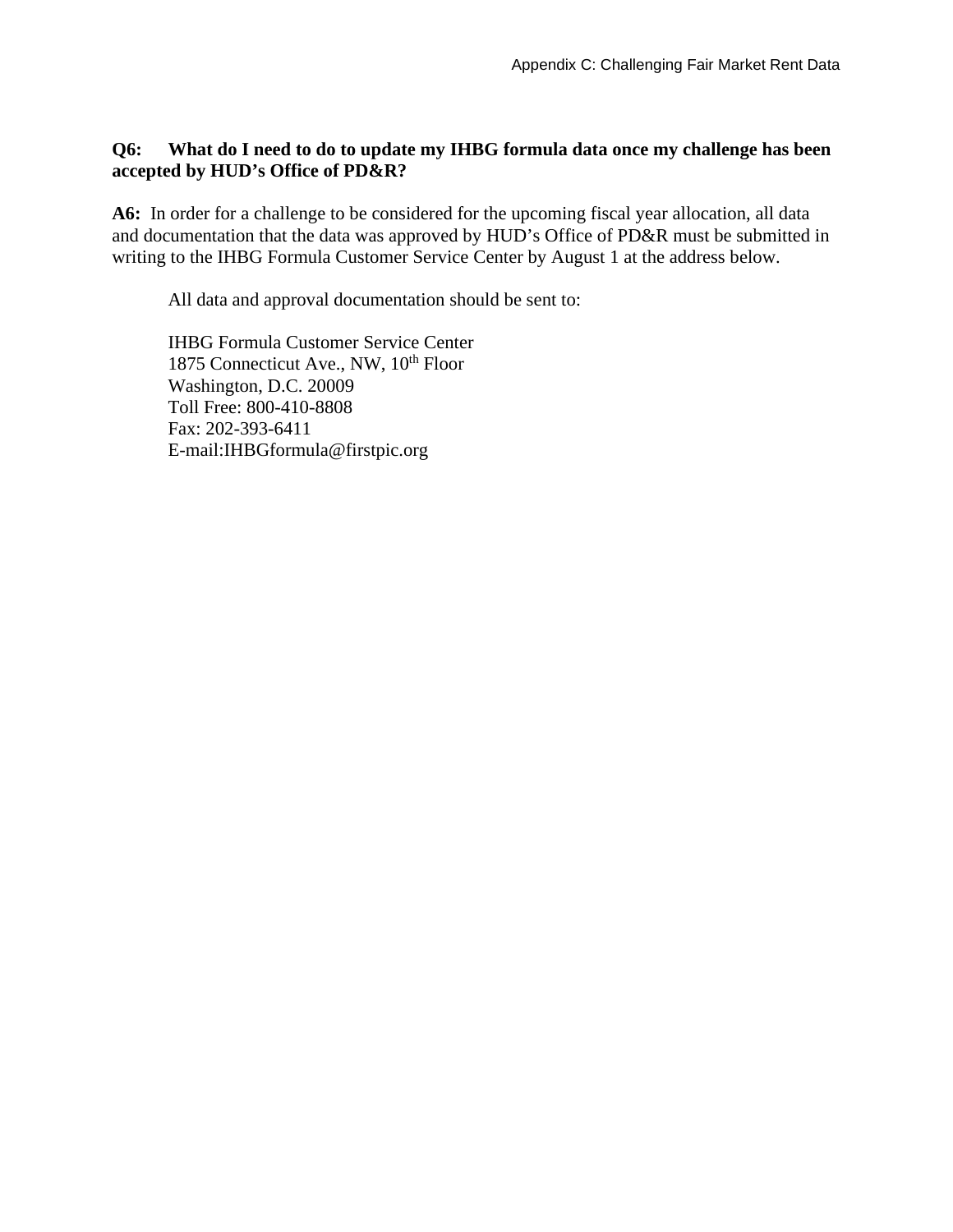**Q6: What do I need to do to update my IHBG formula data once my challenge has been accepted by HUD's Office of PD&R?**

**A6:** In order for a challenge to be considered for the upcoming fiscal year allocation, all data and documentation that the data was approved by HUD's Office of PD&R must be submitted in writing to the IHBG Formula Customer Service Center by August 1 at the address below.

All data and approval documentation should be sent to:

IHBG Formula Customer Service Center
1875 Connecticut Ave., NW, 10th Floor
Washington, D.C. 20009
Toll Free: 800-410-8808
Fax: 202-393-6411
E-mail:IHBGformula@firstpic.org